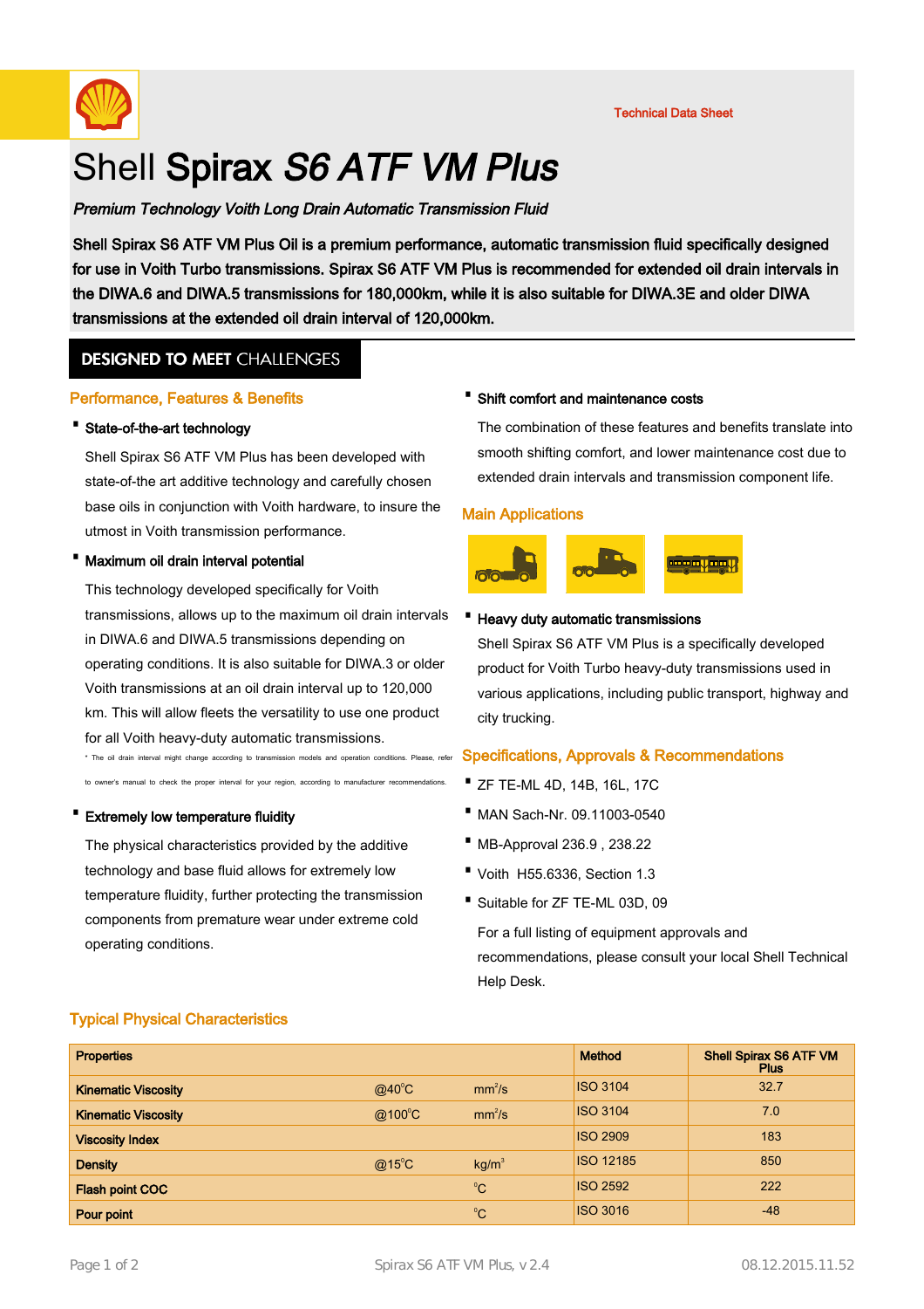Technical Data Sheet

# Shell **Spirax** ***S6 ATF VM Plus***

***Premium Technology Voith Long Drain Automatic Transmission Fluid***

**Shell Spirax S6 ATF VM Plus Oil is a premium performance, automatic transmission fluid specifically designed for use in Voith Turbo transmissions. Spirax S6 ATF VM Plus is recommended for extended oil drain intervals in the DIWA.6 and DIWA.5 transmissions for 180,000km, while it is also suitable for DIWA.3E and older DIWA transmissions at the extended oil drain interval of 120,000km.**

**DESIGNED TO MEET** CHALLENGES

## Performance, Features & Benefits

- **State-of-the-art technology**

  Shell Spirax S6 ATF VM Plus has been developed with state-of-the art additive technology and carefully chosen base oils in conjunction with Voith hardware, to insure the utmost in Voith transmission performance.

- **Maximum oil drain interval potential**

  This technology developed specifically for Voith transmissions, allows up to the maximum oil drain intervals in DIWA.6 and DIWA.5 transmissions depending on operating conditions. It is also suitable for DIWA.3 or older Voith transmissions at an oil drain interval up to 120,000 km. This will allow fleets the versatility to use one product for all Voith heavy-duty automatic transmissions.

  * The oil drain interval might change according to transmission models and operation conditions. Please, refer to owner's manual to check the proper interval for your region, according to manufacturer recommendations.

- **Extremely low temperature fluidity**

  The physical characteristics provided by the additive technology and base fluid allows for extremely low temperature fluidity, further protecting the transmission components from premature wear under extreme cold operating conditions.

- **Shift comfort and maintenance costs**

  The combination of these features and benefits translate into smooth shifting comfort, and lower maintenance cost due to extended drain intervals and transmission component life.

## Main Applications

- **Heavy duty automatic transmissions**

  Shell Spirax S6 ATF VM Plus is a specifically developed product for Voith Turbo heavy-duty transmissions used in various applications, including public transport, highway and city trucking.

## Specifications, Approvals & Recommendations

- ZF TE-ML 4D, 14B, 16L, 17C
- MAN Sach-Nr. 09.11003-0540
- MB-Approval 236.9 , 238.22
- Voith H55.6336, Section 1.3
- Suitable for ZF TE-ML 03D, 09

For a full listing of equipment approvals and recommendations, please consult your local Shell Technical Help Desk.

## Typical Physical Characteristics

| Properties | | | Method | Shell Spirax S6 ATF VM Plus |
|---|---|---|---|---|
| Kinematic Viscosity | @40°C | $mm^2/s$ | ISO 3104 | 32.7 |
| Kinematic Viscosity | @100°C | $mm^2/s$ | ISO 3104 | 7.0 |
| Viscosity Index | | | ISO 2909 | 183 |
| Density | @15°C | $kg/m^3$ | ISO 12185 | 850 |
| Flash point COC | | °C | ISO 2592 | 222 |
| Pour point | | °C | ISO 3016 | -48 |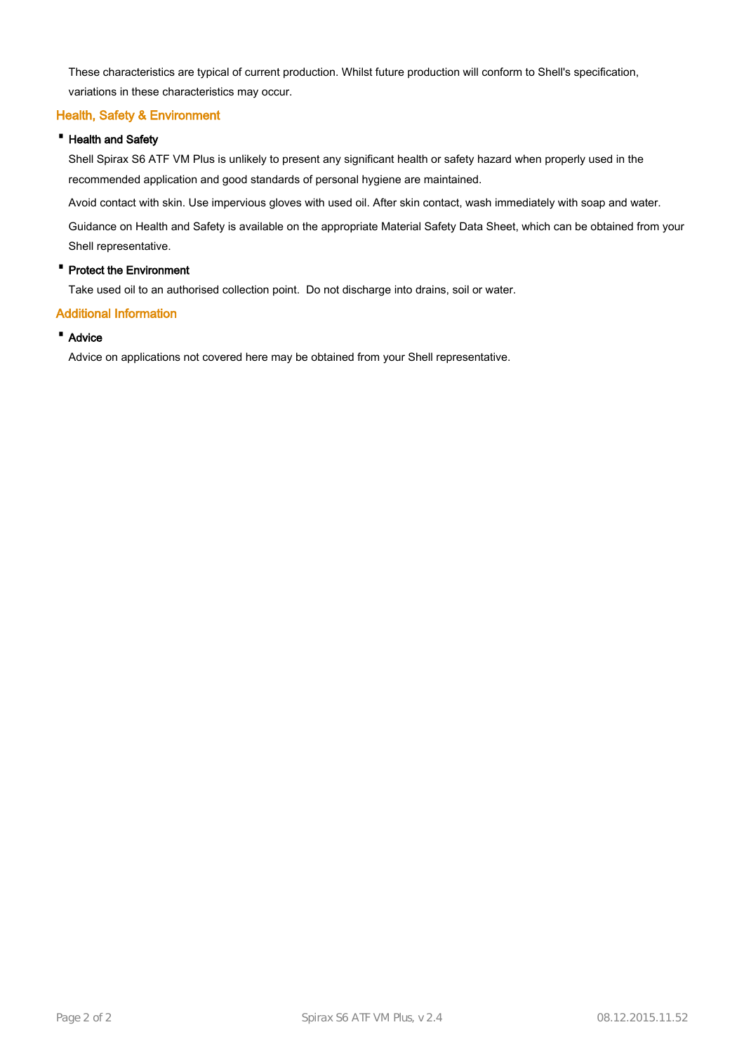These characteristics are typical of current production. Whilst future production will conform to Shell's specification, variations in these characteristics may occur.

## Health, Safety & Environment

- **Health and Safety**

  Shell Spirax S6 ATF VM Plus is unlikely to present any significant health or safety hazard when properly used in the recommended application and good standards of personal hygiene are maintained.

  Avoid contact with skin. Use impervious gloves with used oil. After skin contact, wash immediately with soap and water.

  Guidance on Health and Safety is available on the appropriate Material Safety Data Sheet, which can be obtained from your Shell representative.

- **Protect the Environment**

  Take used oil to an authorised collection point. Do not discharge into drains, soil or water.

## Additional Information

- **Advice**

  Advice on applications not covered here may be obtained from your Shell representative.